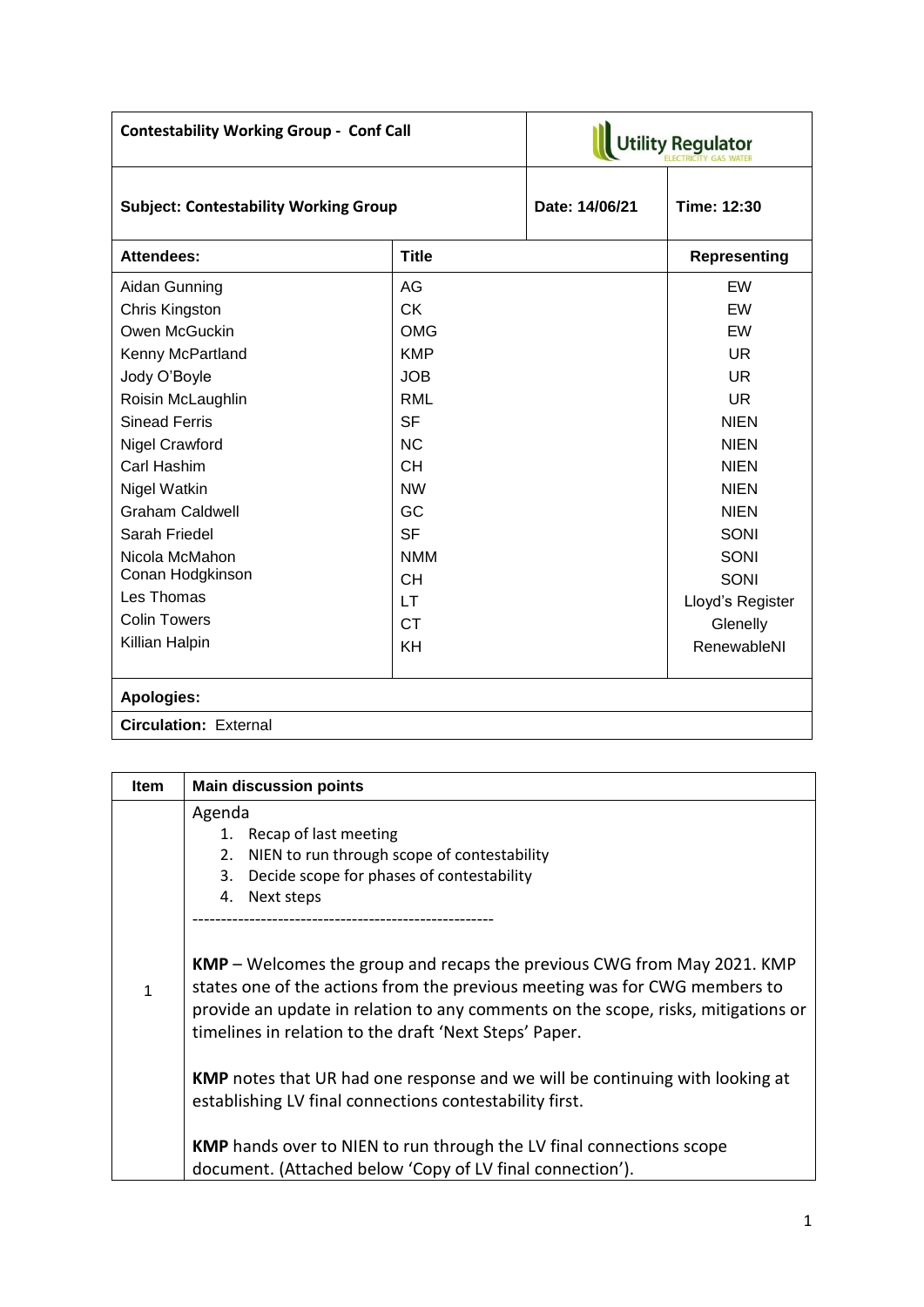| Contestability Working Group - Conf Call | | Utility Regulator |
|---|---|---|
| **Subject: Contestability Working Group** | **Date: 14/06/21** | **Time: 12:30** |

| Attendees: | Title | Representing |
|---|---|---|
| Aidan Gunning | AG | EW |
| Chris Kingston | CK | EW |
| Owen McGuckin | OMG | EW |
| Kenny McPartland | KMP | UR |
| Jody O'Boyle | JOB | UR |
| Roisin McLaughlin | RML | UR |
| Sinead Ferris | SF | NIEN |
| Nigel Crawford | NC | NIEN |
| Carl Hashim | CH | NIEN |
| Nigel Watkin | NW | NIEN |
| Graham Caldwell | GC | NIEN |
| Sarah Friedel | SF | SONI |
| Nicola McMahon | NMM | SONI |
| Conan Hodgkinson | CH | SONI |
| Les Thomas | LT | Lloyd's Register |
| Colin Towers | CT | Glenelly |
| Killian Halpin | KH | RenewableNI |

**Apologies:**

**Circulation:** External

| Item | Main discussion points |
|---|---|
| 1 | Agenda<br>1. Recap of last meeting<br>2. NIEN to run through scope of contestability<br>3. Decide scope for phases of contestability<br>4. Next steps<br>----------------------------------------------------<br><br>**KMP** – Welcomes the group and recaps the previous CWG from May 2021. KMP states one of the actions from the previous meeting was for CWG members to provide an update in relation to any comments on the scope, risks, mitigations or timelines in relation to the draft 'Next Steps' Paper.<br><br>**KMP** notes that UR had one response and we will be continuing with looking at establishing LV final connections contestability first.<br><br>**KMP** hands over to NIEN to run through the LV final connections scope document. (Attached below 'Copy of LV final connection'). |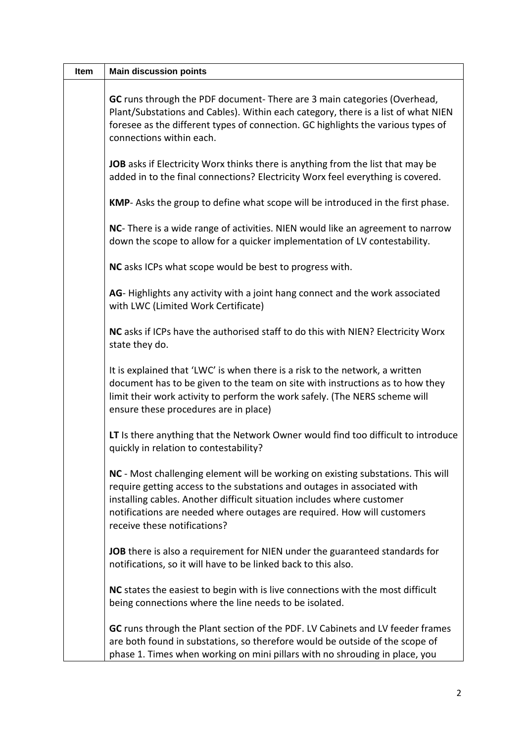| Item | Main discussion points |
|---|---|
| | **GC** runs through the PDF document- There are 3 main categories (Overhead, Plant/Substations and Cables). Within each category, there is a list of what NIEN foresee as the different types of connection. GC highlights the various types of connections within each.<br><br>**JOB** asks if Electricity Worx thinks there is anything from the list that may be added in to the final connections? Electricity Worx feel everything is covered.<br><br>**KMP**- Asks the group to define what scope will be introduced in the first phase.<br><br>**NC**- There is a wide range of activities. NIEN would like an agreement to narrow down the scope to allow for a quicker implementation of LV contestability.<br><br>**NC** asks ICPs what scope would be best to progress with.<br><br>**AG**- Highlights any activity with a joint hang connect and the work associated with LWC (Limited Work Certificate)<br><br>**NC** asks if ICPs have the authorised staff to do this with NIEN? Electricity Worx state they do.<br><br>It is explained that 'LWC' is when there is a risk to the network, a written document has to be given to the team on site with instructions as to how they limit their work activity to perform the work safely. (The NERS scheme will ensure these procedures are in place)<br><br>**LT** Is there anything that the Network Owner would find too difficult to introduce quickly in relation to contestability?<br><br>**NC** - Most challenging element will be working on existing substations. This will require getting access to the substations and outages in associated with installing cables. Another difficult situation includes where customer notifications are needed where outages are required. How will customers receive these notifications?<br><br>**JOB** there is also a requirement for NIEN under the guaranteed standards for notifications, so it will have to be linked back to this also.<br><br>**NC** states the easiest to begin with is live connections with the most difficult being connections where the line needs to be isolated.<br><br>**GC** runs through the Plant section of the PDF. LV Cabinets and LV feeder frames are both found in substations, so therefore would be outside of the scope of phase 1. Times when working on mini pillars with no shrouding in place, you |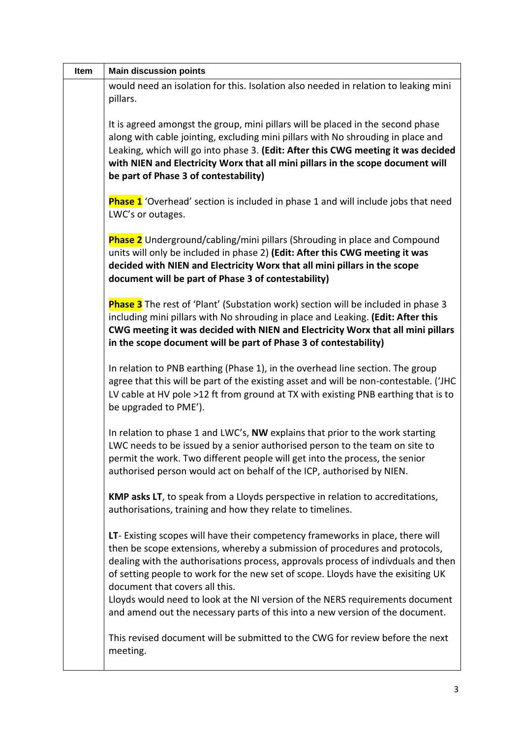| Item | Main discussion points |
|---|---|
| | would need an isolation for this. Isolation also needed in relation to leaking mini pillars.<br><br>It is agreed amongst the group, mini pillars will be placed in the second phase along with cable jointing, excluding mini pillars with No shrouding in place and Leaking, which will go into phase 3. **(Edit: After this CWG meeting it was decided with NIEN and Electricity Worx that all mini pillars in the scope document will be part of Phase 3 of contestability)**<br><br>**Phase 1** 'Overhead' section is included in phase 1 and will include jobs that need LWC's or outages.<br><br>**Phase 2** Underground/cabling/mini pillars (Shrouding in place and Compound units will only be included in phase 2) **(Edit: After this CWG meeting it was decided with NIEN and Electricity Worx that all mini pillars in the scope document will be part of Phase 3 of contestability)**<br><br>**Phase 3** The rest of 'Plant' (Substation work) section will be included in phase 3 including mini pillars with No shrouding in place and Leaking. **(Edit: After this CWG meeting it was decided with NIEN and Electricity Worx that all mini pillars in the scope document will be part of Phase 3 of contestability)**<br><br>In relation to PNB earthing (Phase 1), in the overhead line section. The group agree that this will be part of the existing asset and will be non-contestable. ('JHC LV cable at HV pole >12 ft from ground at TX with existing PNB earthing that is to be upgraded to PME').<br><br>In relation to phase 1 and LWC's, **NW** explains that prior to the work starting LWC needs to be issued by a senior authorised person to the team on site to permit the work. Two different people will get into the process, the senior authorised person would act on behalf of the ICP, authorised by NIEN.<br><br>**KMP asks LT**, to speak from a Lloyds perspective in relation to accreditations, authorisations, training and how they relate to timelines.<br><br>**LT**- Existing scopes will have their competency frameworks in place, there will then be scope extensions, whereby a submission of procedures and protocols, dealing with the authorisations process, approvals process of indivduals and then of setting people to work for the new set of scope. Lloyds have the exisiting UK document that covers all this.<br>Lloyds would need to look at the NI version of the NERS requirements document and amend out the necessary parts of this into a new version of the document.<br><br>This revised document will be submitted to the CWG for review before the next meeting. |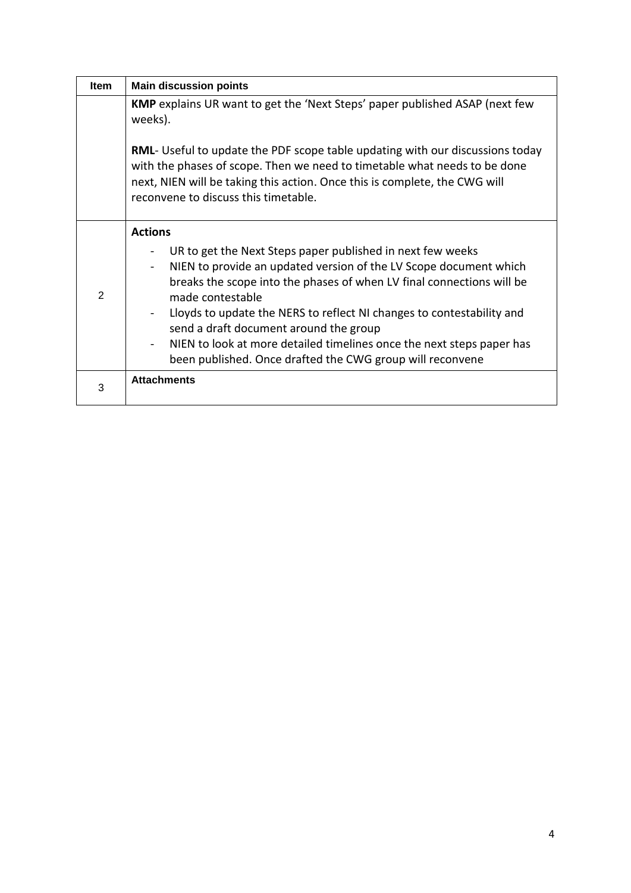| Item | Main discussion points |
|---|---|
| | **KMP** explains UR want to get the 'Next Steps' paper published ASAP (next few weeks).<br><br>**RML**- Useful to update the PDF scope table updating with our discussions today with the phases of scope. Then we need to timetable what needs to be done next, NIEN will be taking this action. Once this is complete, the CWG will reconvene to discuss this timetable. |
| 2 | **Actions**<br>- UR to get the Next Steps paper published in next few weeks<br>- NIEN to provide an updated version of the LV Scope document which breaks the scope into the phases of when LV final connections will be made contestable<br>- Lloyds to update the NERS to reflect NI changes to contestability and send a draft document around the group<br>- NIEN to look at more detailed timelines once the next steps paper has been published. Once drafted the CWG group will reconvene |
| 3 | **Attachments** |